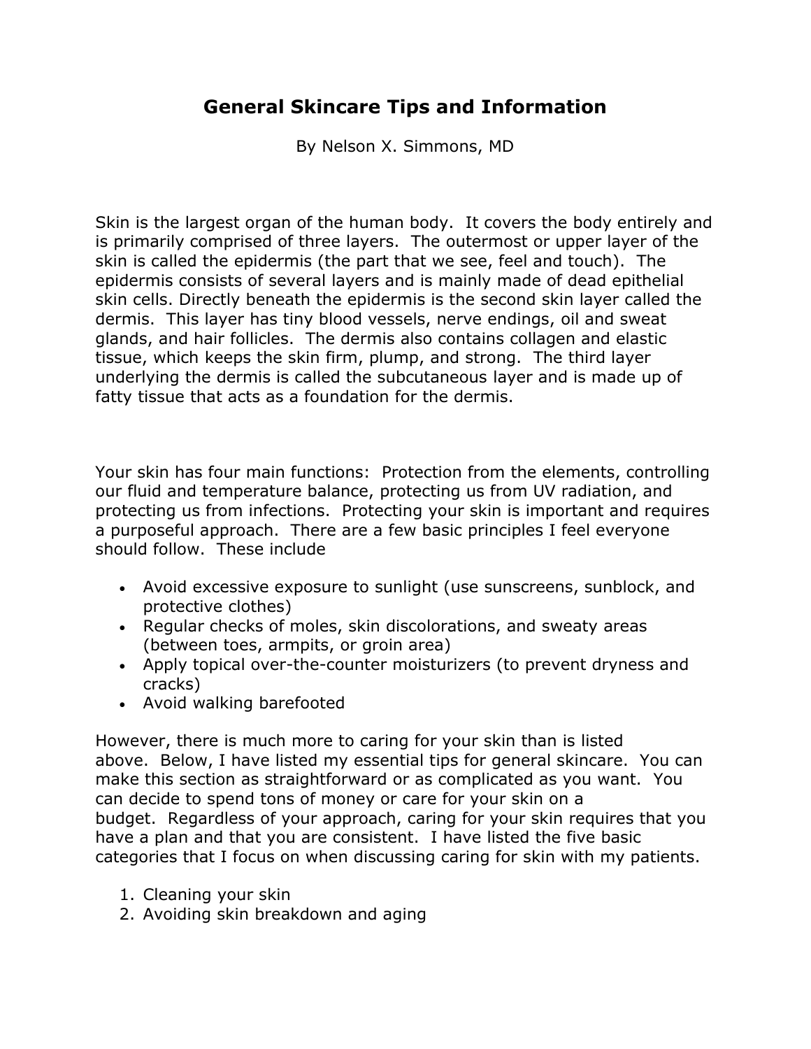# General Skincare Tips and Information

By Nelson X. Simmons, MD

Skin is the largest organ of the human body. It covers the body entirely and is primarily comprised of three layers. The outermost or upper layer of the skin is called the epidermis (the part that we see, feel and touch). The epidermis consists of several layers and is mainly made of dead epithelial skin cells. Directly beneath the epidermis is the second skin layer called the dermis. This layer has tiny blood vessels, nerve endings, oil and sweat glands, and hair follicles. The dermis also contains collagen and elastic tissue, which keeps the skin firm, plump, and strong. The third layer underlying the dermis is called the subcutaneous layer and is made up of fatty tissue that acts as a foundation for the dermis.

Your skin has four main functions: Protection from the elements, controlling our fluid and temperature balance, protecting us from UV radiation, and protecting us from infections. Protecting your skin is important and requires a purposeful approach. There are a few basic principles I feel everyone should follow. These include

- Avoid excessive exposure to sunlight (use sunscreens, sunblock, and protective clothes)
- Regular checks of moles, skin discolorations, and sweaty areas (between toes, armpits, or groin area)
- Apply topical over-the-counter moisturizers (to prevent dryness and cracks)
- Avoid walking barefooted

However, there is much more to caring for your skin than is listed above. Below, I have listed my essential tips for general skincare. You can make this section as straightforward or as complicated as you want. You can decide to spend tons of money or care for your skin on a budget. Regardless of your approach, caring for your skin requires that you have a plan and that you are consistent. I have listed the five basic categories that I focus on when discussing caring for skin with my patients.

1. Cleaning your skin
2. Avoiding skin breakdown and aging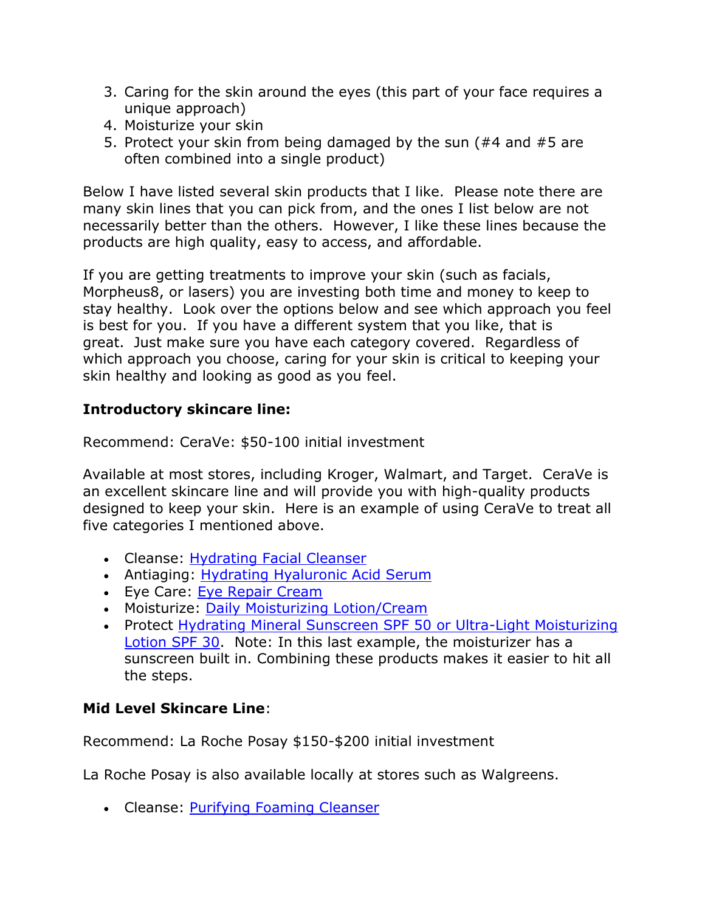3. Caring for the skin around the eyes (this part of your face requires a unique approach)
4. Moisturize your skin
5. Protect your skin from being damaged by the sun (#4 and #5 are often combined into a single product)

Below I have listed several skin products that I like. Please note there are many skin lines that you can pick from, and the ones I list below are not necessarily better than the others. However, I like these lines because the products are high quality, easy to access, and affordable.

If you are getting treatments to improve your skin (such as facials, Morpheus8, or lasers) you are investing both time and money to keep to stay healthy. Look over the options below and see which approach you feel is best for you. If you have a different system that you like, that is great. Just make sure you have each category covered. Regardless of which approach you choose, caring for your skin is critical to keeping your skin healthy and looking as good as you feel.

**Introductory skincare line:**

Recommend: CeraVe: $50-100 initial investment

Available at most stores, including Kroger, Walmart, and Target. CeraVe is an excellent skincare line and will provide you with high-quality products designed to keep your skin. Here is an example of using CeraVe to treat all five categories I mentioned above.

- Cleanse: Hydrating Facial Cleanser
- Antiaging: Hydrating Hyaluronic Acid Serum
- Eye Care: Eye Repair Cream
- Moisturize: Daily Moisturizing Lotion/Cream
- Protect Hydrating Mineral Sunscreen SPF 50 or Ultra-Light Moisturizing Lotion SPF 30. Note: In this last example, the moisturizer has a sunscreen built in. Combining these products makes it easier to hit all the steps.

**Mid Level Skincare Line**:

Recommend: La Roche Posay $150-$200 initial investment

La Roche Posay is also available locally at stores such as Walgreens.

- Cleanse: Purifying Foaming Cleanser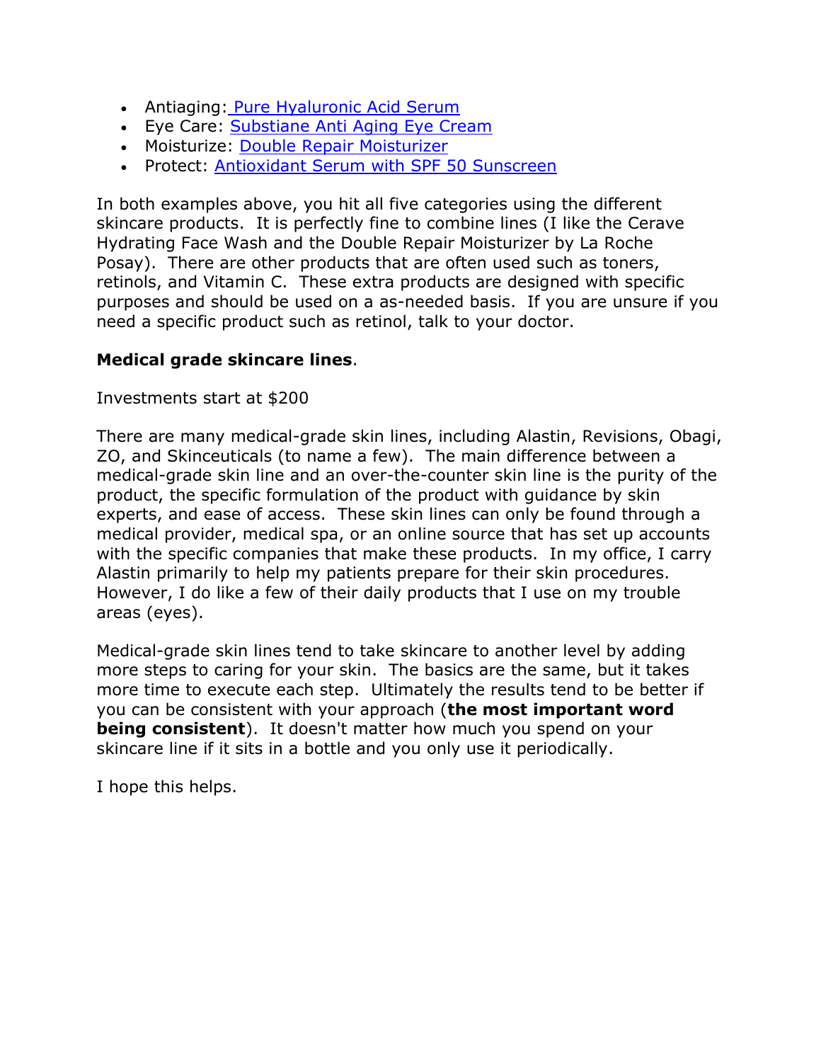- Antiaging: [Pure Hyaluronic Acid Serum]
- Eye Care: [Substiane Anti Aging Eye Cream]
- Moisturize: [Double Repair Moisturizer]
- Protect: [Antioxidant Serum with SPF 50 Sunscreen]

In both examples above, you hit all five categories using the different skincare products. It is perfectly fine to combine lines (I like the Cerave Hydrating Face Wash and the Double Repair Moisturizer by La Roche Posay). There are other products that are often used such as toners, retinols, and Vitamin C. These extra products are designed with specific purposes and should be used on a as-needed basis. If you are unsure if you need a specific product such as retinol, talk to your doctor.

**Medical grade skincare lines**.

Investments start at $200

There are many medical-grade skin lines, including Alastin, Revisions, Obagi, ZO, and Skinceuticals (to name a few). The main difference between a medical-grade skin line and an over-the-counter skin line is the purity of the product, the specific formulation of the product with guidance by skin experts, and ease of access. These skin lines can only be found through a medical provider, medical spa, or an online source that has set up accounts with the specific companies that make these products. In my office, I carry Alastin primarily to help my patients prepare for their skin procedures. However, I do like a few of their daily products that I use on my trouble areas (eyes).

Medical-grade skin lines tend to take skincare to another level by adding more steps to caring for your skin. The basics are the same, but it takes more time to execute each step. Ultimately the results tend to be better if you can be consistent with your approach (**the most important word being consistent**). It doesn't matter how much you spend on your skincare line if it sits in a bottle and you only use it periodically.

I hope this helps.